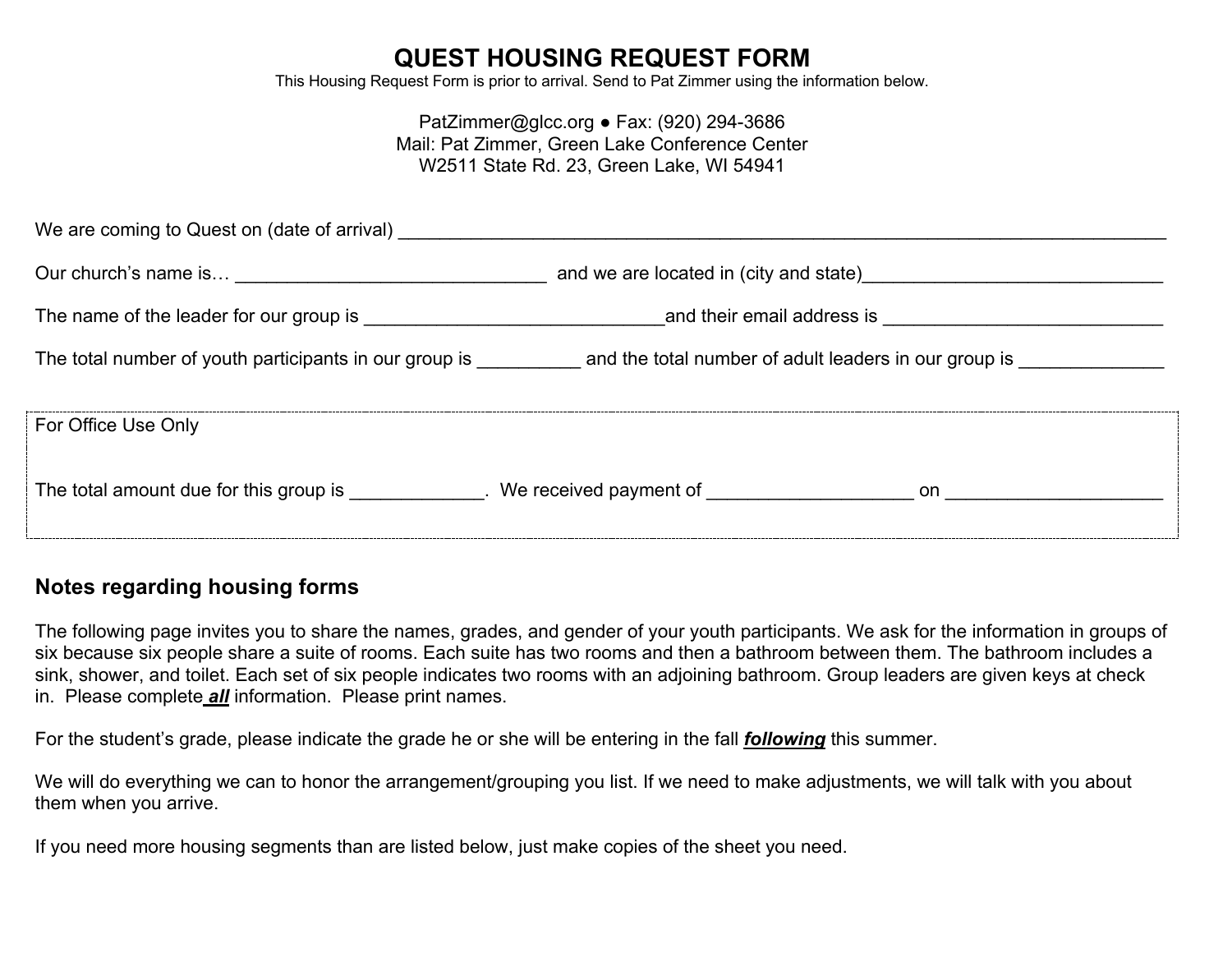# QUEST HOUSING REQUEST FORM

This Housing Request Form is prior to arrival. Send to Pat Zimmer using the information below.

PatZimmer@glcc.org ● Fax: (920) 294-3686
Mail: Pat Zimmer, Green Lake Conference Center
W2511 State Rd. 23, Green Lake, WI 54941

We are coming to Quest on (date of arrival) ______________________________________________

Our church's name is… ______________________________ and we are located in (city and state)______________________________

The name of the leader for our group is ______________________________and their email address is ____________________________

The total number of youth participants in our group is __________ and the total number of adult leaders in our group is ______________

For Office Use Only

The total amount due for this group is _____________. We received payment of ____________________ on ______________________

## Notes regarding housing forms

The following page invites you to share the names, grades, and gender of your youth participants. We ask for the information in groups of six because six people share a suite of rooms. Each suite has two rooms and then a bathroom between them. The bathroom includes a sink, shower, and toilet. Each set of six people indicates two rooms with an adjoining bathroom. Group leaders are given keys at check in. Please complete ***all*** information. Please print names.

For the student's grade, please indicate the grade he or she will be entering in the fall ***following*** this summer.

We will do everything we can to honor the arrangement/grouping you list. If we need to make adjustments, we will talk with you about them when you arrive.

If you need more housing segments than are listed below, just make copies of the sheet you need.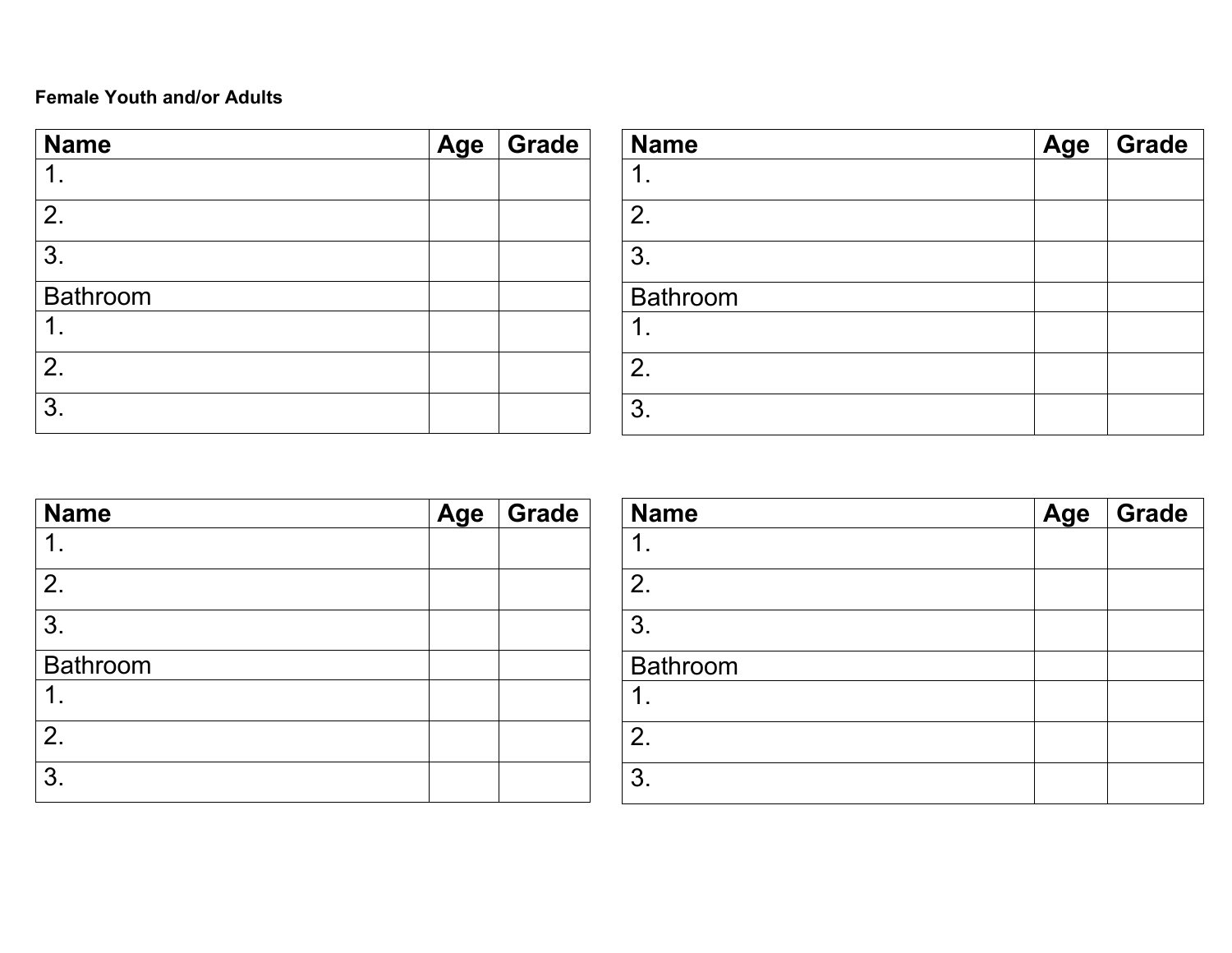**Female Youth and/or Adults**

| Name | Age | Grade |
| --- | --- | --- |
| 1. | | |
| 2. | | |
| 3. | | |
| Bathroom | | |
| 1. | | |
| 2. | | |
| 3. | | |

| Name | Age | Grade |
| --- | --- | --- |
| 1. | | |
| 2. | | |
| 3. | | |
| Bathroom | | |
| 1. | | |
| 2. | | |
| 3. | | |

| Name | Age | Grade |
| --- | --- | --- |
| 1. | | |
| 2. | | |
| 3. | | |
| Bathroom | | |
| 1. | | |
| 2. | | |
| 3. | | |

| Name | Age | Grade |
| --- | --- | --- |
| 1. | | |
| 2. | | |
| 3. | | |
| Bathroom | | |
| 1. | | |
| 2. | | |
| 3. | | |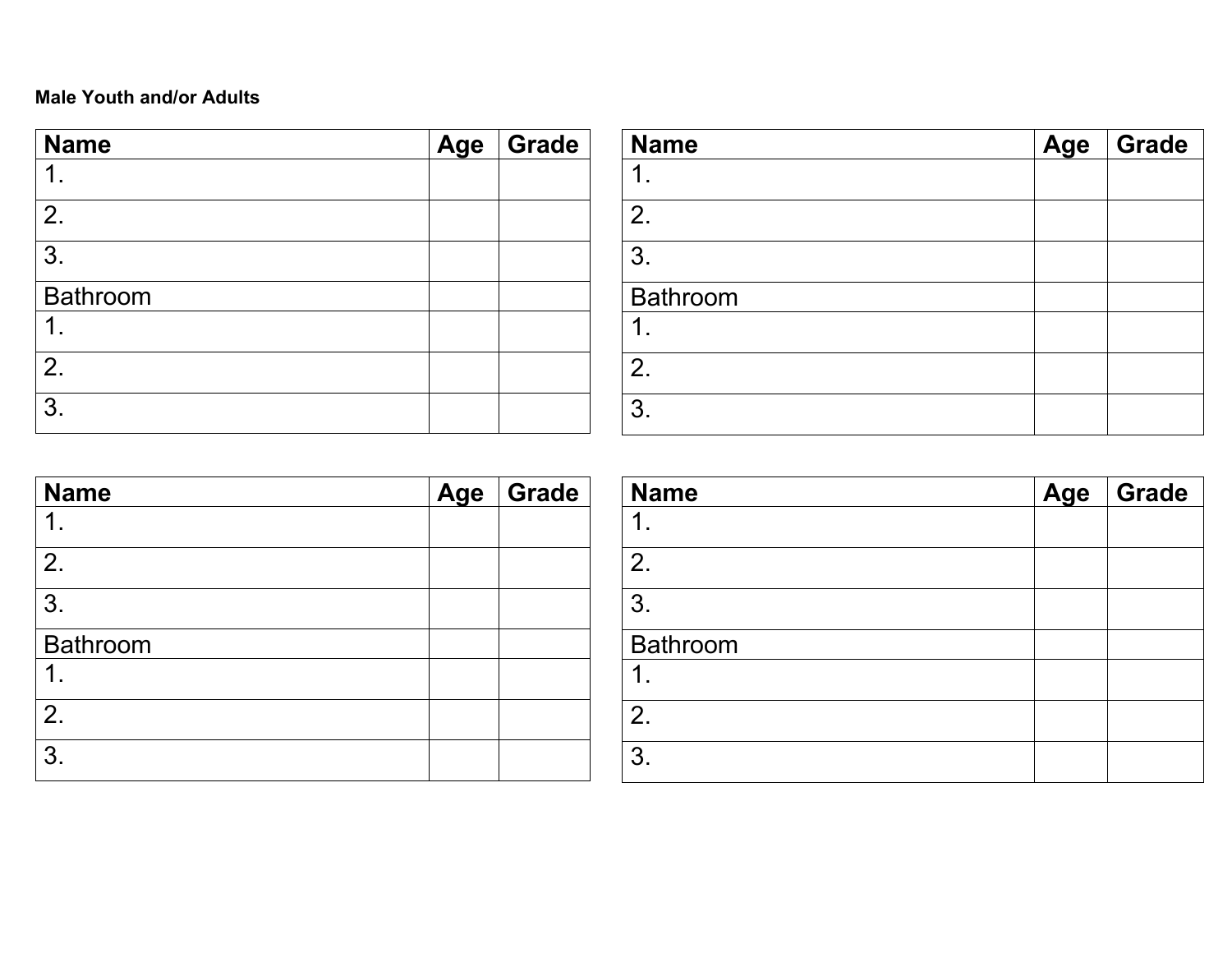**Male Youth and/or Adults**

| Name | Age | Grade |
|---|---|---|
| 1. | | |
| 2. | | |
| 3. | | |
| Bathroom | | |
| 1. | | |
| 2. | | |
| 3. | | |

| Name | Age | Grade |
|---|---|---|
| 1. | | |
| 2. | | |
| 3. | | |
| Bathroom | | |
| 1. | | |
| 2. | | |
| 3. | | |

| Name | Age | Grade |
|---|---|---|
| 1. | | |
| 2. | | |
| 3. | | |
| Bathroom | | |
| 1. | | |
| 2. | | |
| 3. | | |

| Name | Age | Grade |
|---|---|---|
| 1. | | |
| 2. | | |
| 3. | | |
| Bathroom | | |
| 1. | | |
| 2. | | |
| 3. | | |